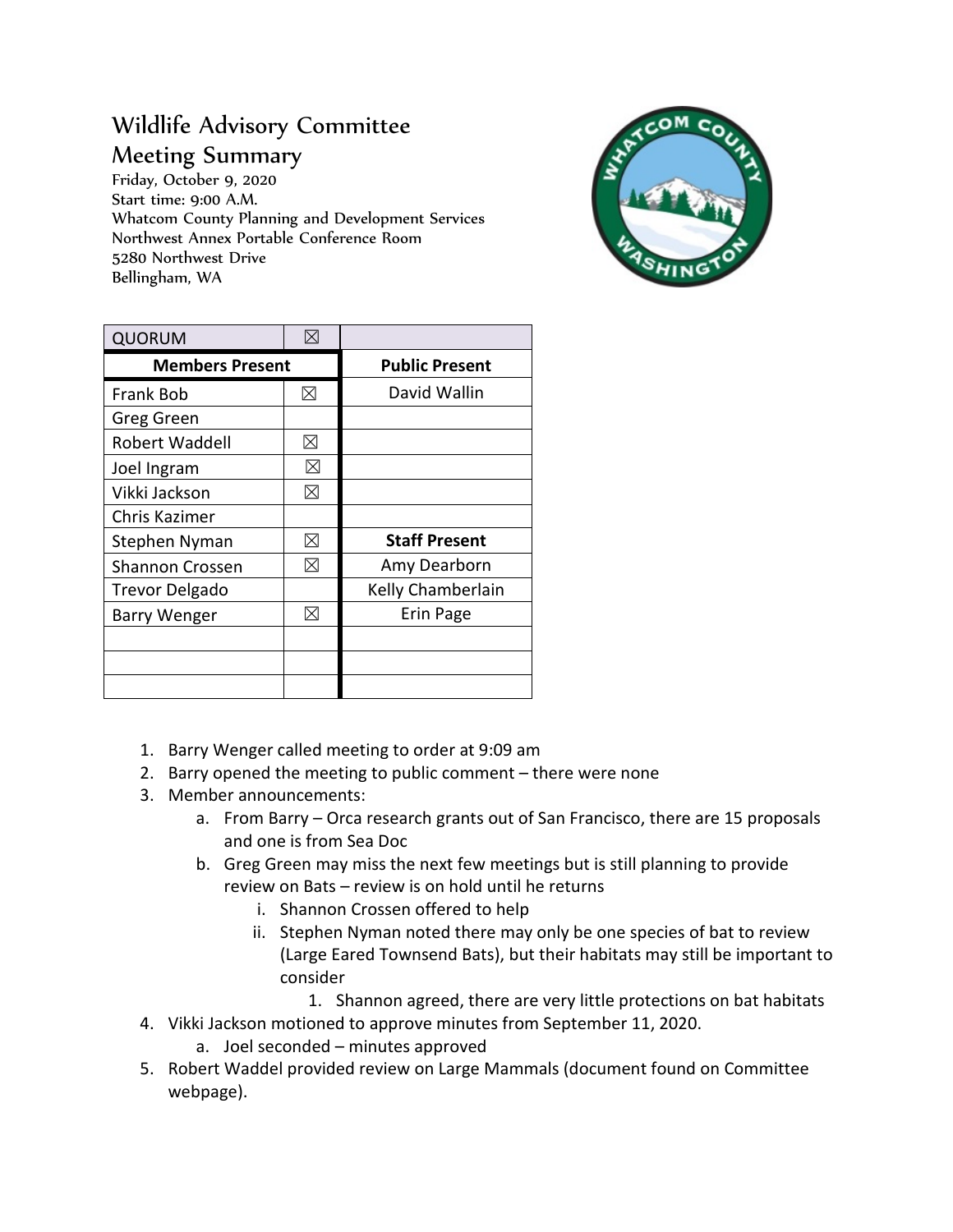# Wildlife Advisory Committee

## Meeting Summary

Friday, October 9, 2020
Start time: 9:00 A.M.
Whatcom County Planning and Development Services
Northwest Annex Portable Conference Room
5280 Northwest Drive
Bellingham, WA

| QUORUM | ☒ | |
|---|---|---|
| **Members Present** | | **Public Present** |
| Frank Bob | ☒ | David Wallin |
| Greg Green | | |
| Robert Waddell | ☒ | |
| Joel Ingram | ☒ | |
| Vikki Jackson | ☒ | |
| Chris Kazimer | | |
| Stephen Nyman | ☒ | **Staff Present** |
| Shannon Crossen | ☒ | Amy Dearborn |
| Trevor Delgado | | Kelly Chamberlain |
| Barry Wenger | ☒ | Erin Page |
| | | |
| | | |
| | | |

1. Barry Wenger called meeting to order at 9:09 am
2. Barry opened the meeting to public comment – there were none
3. Member announcements:
   a. From Barry – Orca research grants out of San Francisco, there are 15 proposals and one is from Sea Doc
   b. Greg Green may miss the next few meetings but is still planning to provide review on Bats – review is on hold until he returns
      i. Shannon Crossen offered to help
      ii. Stephen Nyman noted there may only be one species of bat to review (Large Eared Townsend Bats), but their habitats may still be important to consider
         1. Shannon agreed, there are very little protections on bat habitats
4. Vikki Jackson motioned to approve minutes from September 11, 2020.
   a. Joel seconded – minutes approved
5. Robert Waddel provided review on Large Mammals (document found on Committee webpage).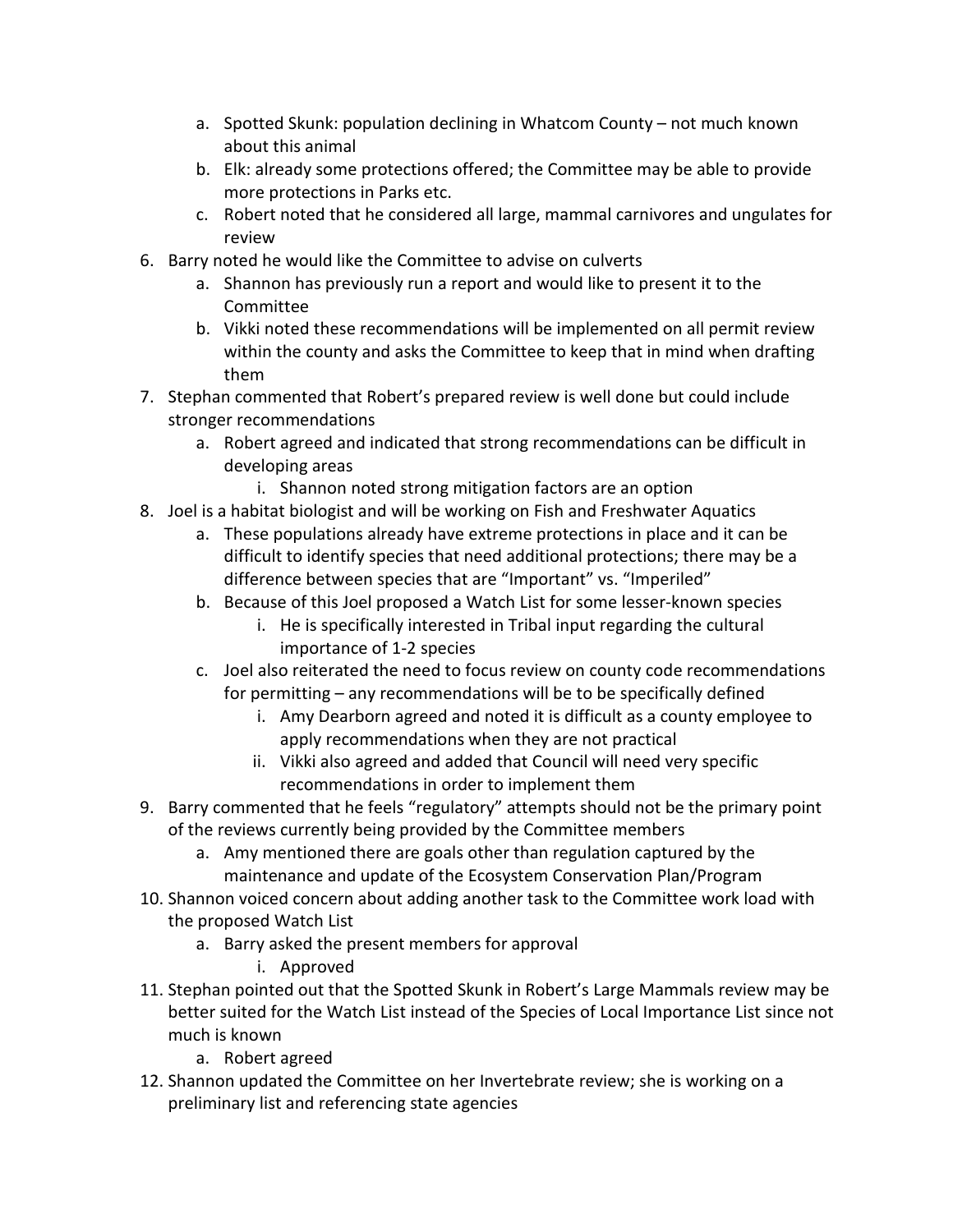a. Spotted Skunk: population declining in Whatcom County – not much known about this animal
   b. Elk: already some protections offered; the Committee may be able to provide more protections in Parks etc.
   c. Robert noted that he considered all large, mammal carnivores and ungulates for review

6. Barry noted he would like the Committee to advise on culverts
   a. Shannon has previously run a report and would like to present it to the Committee
   b. Vikki noted these recommendations will be implemented on all permit review within the county and asks the Committee to keep that in mind when drafting them
7. Stephan commented that Robert's prepared review is well done but could include stronger recommendations
   a. Robert agreed and indicated that strong recommendations can be difficult in developing areas
      i. Shannon noted strong mitigation factors are an option
8. Joel is a habitat biologist and will be working on Fish and Freshwater Aquatics
   a. These populations already have extreme protections in place and it can be difficult to identify species that need additional protections; there may be a difference between species that are "Important" vs. "Imperiled"
   b. Because of this Joel proposed a Watch List for some lesser-known species
      i. He is specifically interested in Tribal input regarding the cultural importance of 1-2 species
   c. Joel also reiterated the need to focus review on county code recommendations for permitting – any recommendations will be to be specifically defined
      i. Amy Dearborn agreed and noted it is difficult as a county employee to apply recommendations when they are not practical
      ii. Vikki also agreed and added that Council will need very specific recommendations in order to implement them
9. Barry commented that he feels "regulatory" attempts should not be the primary point of the reviews currently being provided by the Committee members
   a. Amy mentioned there are goals other than regulation captured by the maintenance and update of the Ecosystem Conservation Plan/Program
10. Shannon voiced concern about adding another task to the Committee work load with the proposed Watch List
    a. Barry asked the present members for approval
       i. Approved
11. Stephan pointed out that the Spotted Skunk in Robert's Large Mammals review may be better suited for the Watch List instead of the Species of Local Importance List since not much is known
    a. Robert agreed
12. Shannon updated the Committee on her Invertebrate review; she is working on a preliminary list and referencing state agencies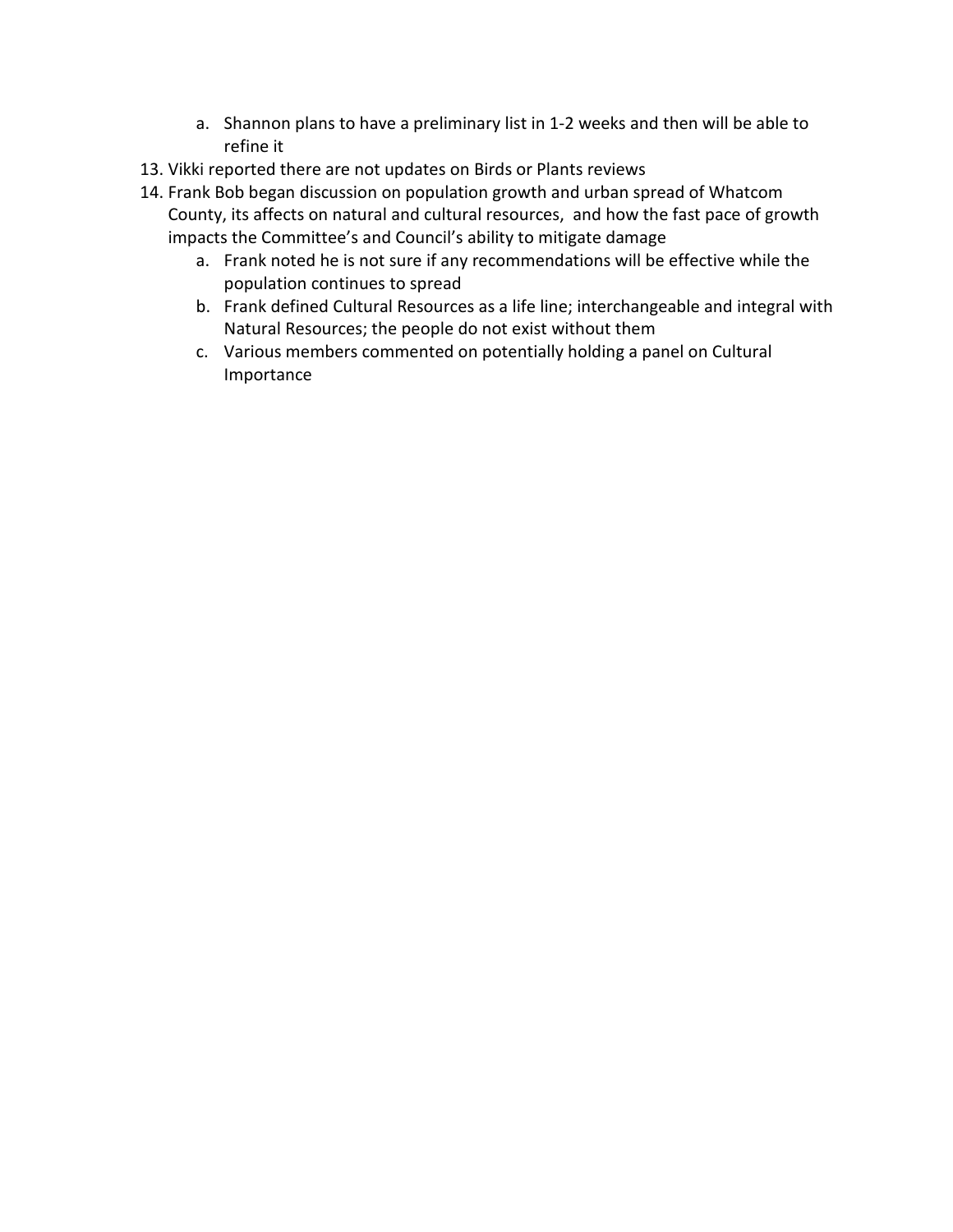a. Shannon plans to have a preliminary list in 1-2 weeks and then will be able to refine it

13. Vikki reported there are not updates on Birds or Plants reviews
14. Frank Bob began discussion on population growth and urban spread of Whatcom County, its affects on natural and cultural resources, and how the fast pace of growth impacts the Committee's and Council's ability to mitigate damage
    a. Frank noted he is not sure if any recommendations will be effective while the population continues to spread
    b. Frank defined Cultural Resources as a life line; interchangeable and integral with Natural Resources; the people do not exist without them
    c. Various members commented on potentially holding a panel on Cultural Importance